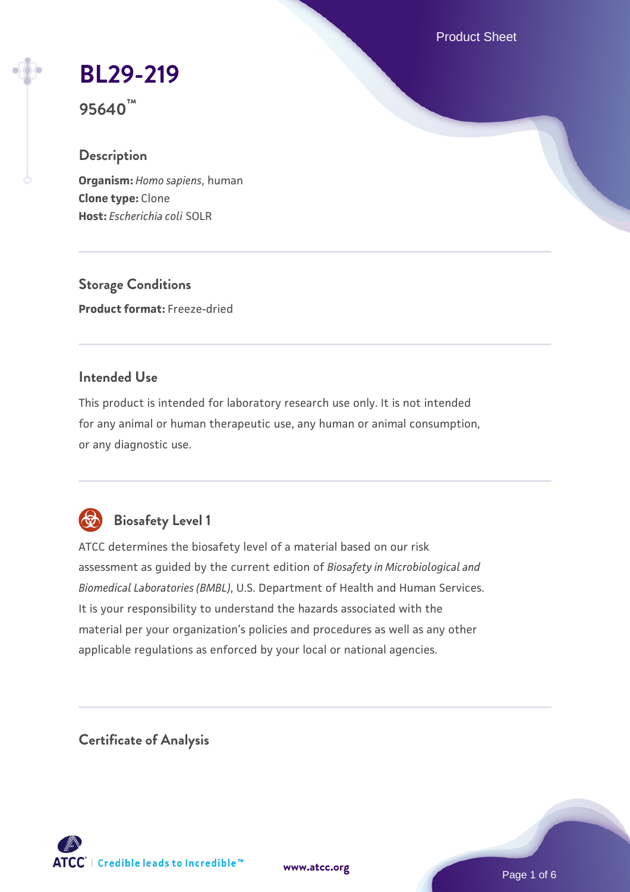# BL29-219

**95640™**

## Description

**Organism:** *Homo sapiens*, human
**Clone type:** Clone
**Host:** *Escherichia coli* SOLR

## Storage Conditions

**Product format:** Freeze-dried

## Intended Use

This product is intended for laboratory research use only. It is not intended for any animal or human therapeutic use, any human or animal consumption, or any diagnostic use.

## Biosafety Level 1

ATCC determines the biosafety level of a material based on our risk assessment as guided by the current edition of *Biosafety in Microbiological and Biomedical Laboratories (BMBL)*, U.S. Department of Health and Human Services. It is your responsibility to understand the hazards associated with the material per your organization's policies and procedures as well as any other applicable regulations as enforced by your local or national agencies.

## Certificate of Analysis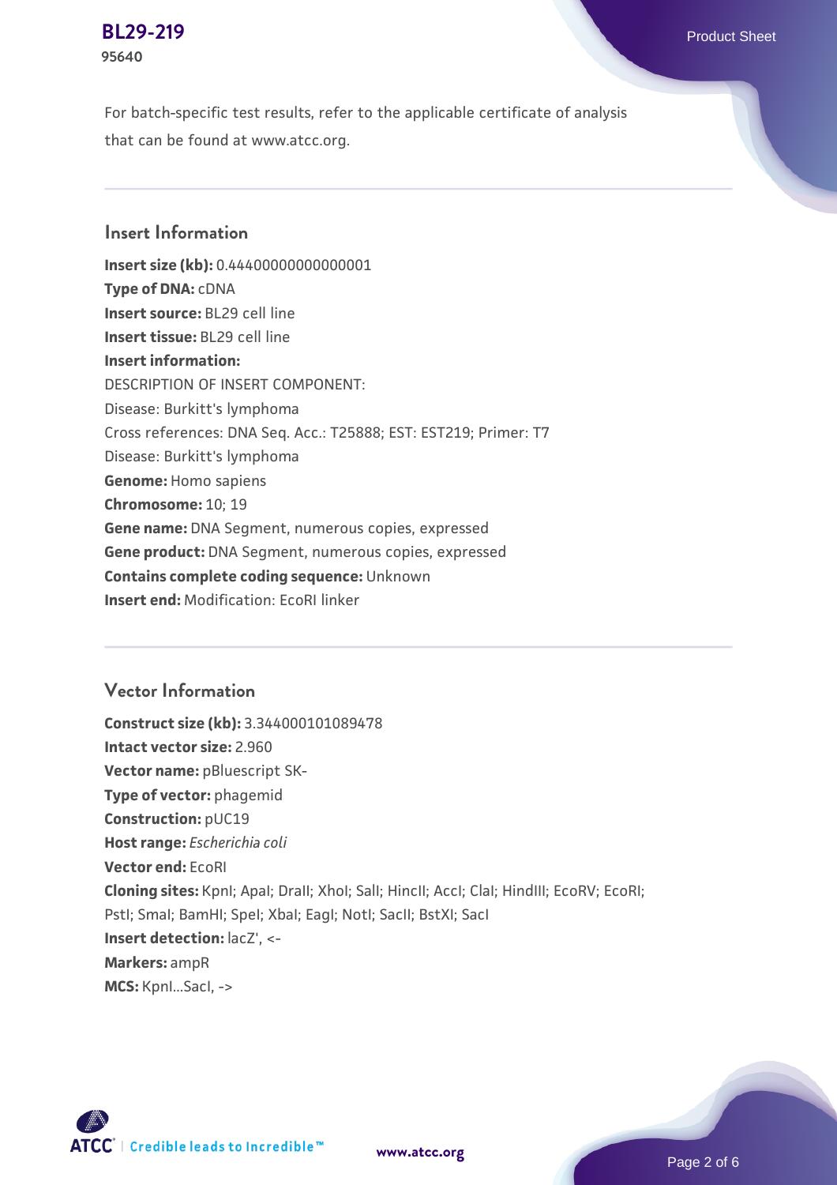For batch-specific test results, refer to the applicable certificate of analysis that can be found at www.atcc.org.

## Insert Information

**Insert size (kb):** 0.44400000000000001
**Type of DNA:** cDNA
**Insert source:** BL29 cell line
**Insert tissue:** BL29 cell line
**Insert information:**
DESCRIPTION OF INSERT COMPONENT:
Disease: Burkitt's lymphoma
Cross references: DNA Seq. Acc.: T25888; EST: EST219; Primer: T7
Disease: Burkitt's lymphoma
**Genome:** Homo sapiens
**Chromosome:** 10; 19
**Gene name:** DNA Segment, numerous copies, expressed
**Gene product:** DNA Segment, numerous copies, expressed
**Contains complete coding sequence:** Unknown
**Insert end:** Modification: EcoRI linker

## Vector Information

**Construct size (kb):** 3.344000101089478
**Intact vector size:** 2.960
**Vector name:** pBluescript SK-
**Type of vector:** phagemid
**Construction:** pUC19
**Host range:** *Escherichia coli*
**Vector end:** EcoRI
**Cloning sites:** KpnI; ApaI; DraII; XhoI; SalI; HincII; AccI; ClaI; HindIII; EcoRV; EcoRI; PstI; SmaI; BamHI; SpeI; XbaI; EagI; NotI; SacII; BstXI; SacI
**Insert detection:** lacZ', <-
**Markers:** ampR
**MCS:** KpnI...SacI, ->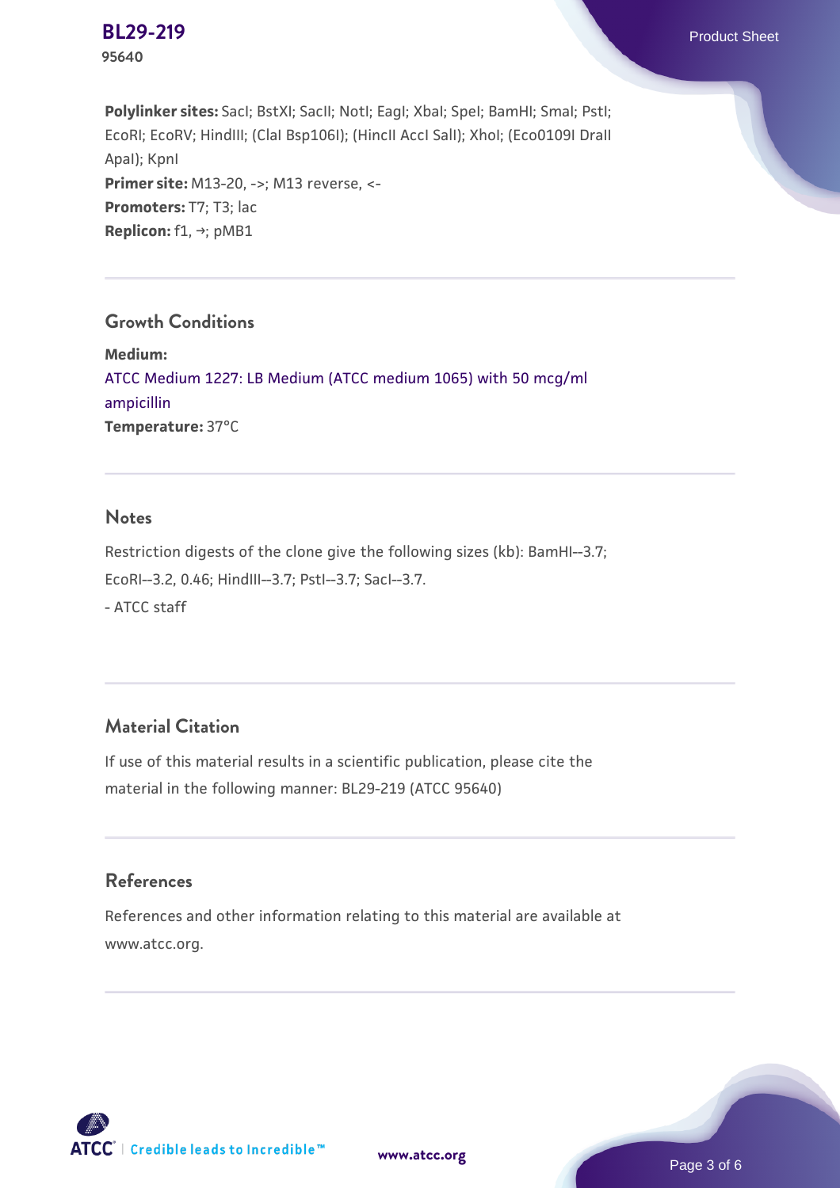**Polylinker sites:** SacI; BstXI; SacII; NotI; EagI; XbaI; SpeI; BamHI; SmaI; PstI; EcoRI; EcoRV; HindIII; (ClaI Bsp106I); (HincII AccI SalI); XhoI; (Eco0109I DraII ApaI); KpnI
**Primer site:** M13-20, ->; M13 reverse, <-
**Promoters:** T7; T3; lac
**Replicon:** f1, →; pMB1

## Growth Conditions

**Medium:**
ATCC Medium 1227: LB Medium (ATCC medium 1065) with 50 mcg/ml ampicillin
**Temperature:** 37°C

## Notes

Restriction digests of the clone give the following sizes (kb): BamHI--3.7; EcoRI--3.2, 0.46; HindIII--3.7; PstI--3.7; SacI--3.7.
- ATCC staff

## Material Citation

If use of this material results in a scientific publication, please cite the material in the following manner: BL29-219 (ATCC 95640)

## References

References and other information relating to this material are available at www.atcc.org.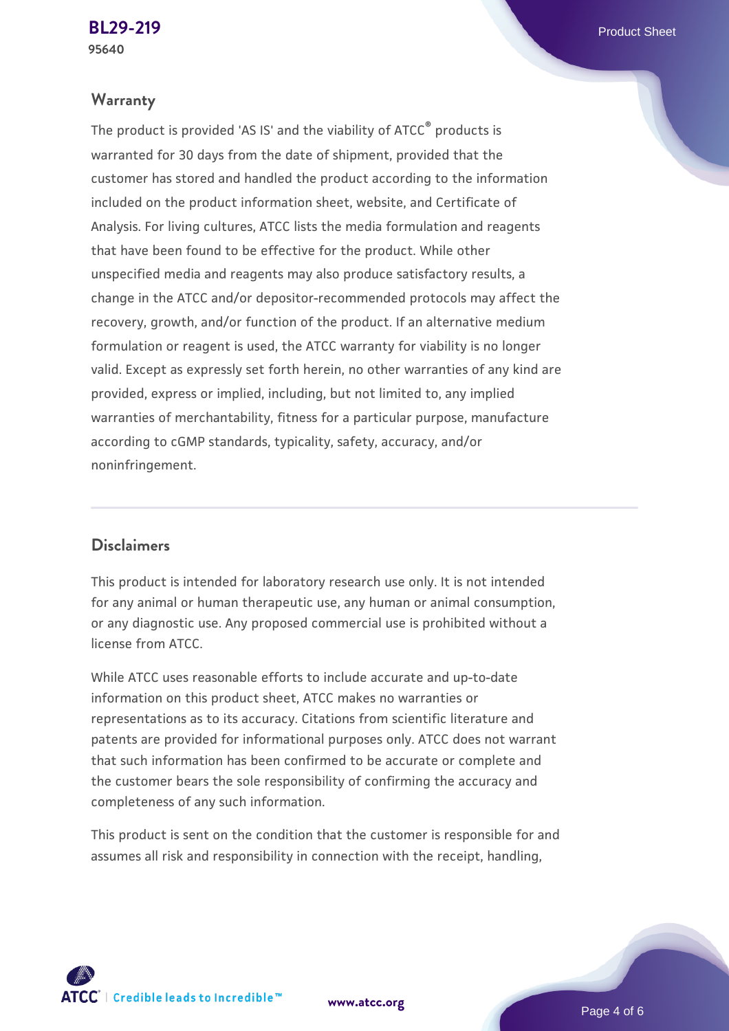## Warranty

The product is provided 'AS IS' and the viability of ATCC® products is warranted for 30 days from the date of shipment, provided that the customer has stored and handled the product according to the information included on the product information sheet, website, and Certificate of Analysis. For living cultures, ATCC lists the media formulation and reagents that have been found to be effective for the product. While other unspecified media and reagents may also produce satisfactory results, a change in the ATCC and/or depositor-recommended protocols may affect the recovery, growth, and/or function of the product. If an alternative medium formulation or reagent is used, the ATCC warranty for viability is no longer valid. Except as expressly set forth herein, no other warranties of any kind are provided, express or implied, including, but not limited to, any implied warranties of merchantability, fitness for a particular purpose, manufacture according to cGMP standards, typicality, safety, accuracy, and/or noninfringement.

## Disclaimers

This product is intended for laboratory research use only. It is not intended for any animal or human therapeutic use, any human or animal consumption, or any diagnostic use. Any proposed commercial use is prohibited without a license from ATCC.

While ATCC uses reasonable efforts to include accurate and up-to-date information on this product sheet, ATCC makes no warranties or representations as to its accuracy. Citations from scientific literature and patents are provided for informational purposes only. ATCC does not warrant that such information has been confirmed to be accurate or complete and the customer bears the sole responsibility of confirming the accuracy and completeness of any such information.

This product is sent on the condition that the customer is responsible for and assumes all risk and responsibility in connection with the receipt, handling,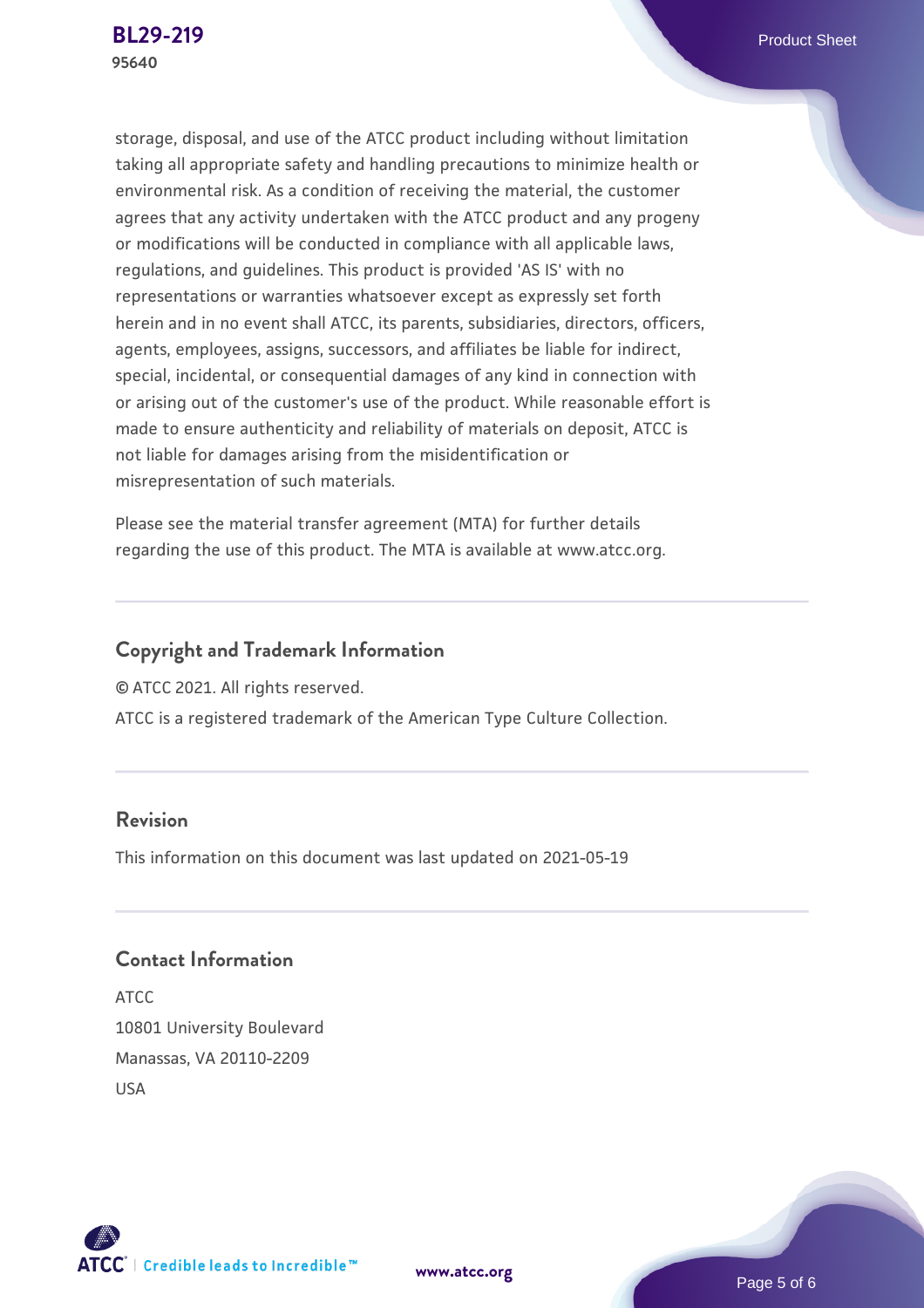storage, disposal, and use of the ATCC product including without limitation taking all appropriate safety and handling precautions to minimize health or environmental risk. As a condition of receiving the material, the customer agrees that any activity undertaken with the ATCC product and any progeny or modifications will be conducted in compliance with all applicable laws, regulations, and guidelines. This product is provided 'AS IS' with no representations or warranties whatsoever except as expressly set forth herein and in no event shall ATCC, its parents, subsidiaries, directors, officers, agents, employees, assigns, successors, and affiliates be liable for indirect, special, incidental, or consequential damages of any kind in connection with or arising out of the customer's use of the product. While reasonable effort is made to ensure authenticity and reliability of materials on deposit, ATCC is not liable for damages arising from the misidentification or misrepresentation of such materials.

Please see the material transfer agreement (MTA) for further details regarding the use of this product. The MTA is available at www.atcc.org.

## Copyright and Trademark Information

© ATCC 2021. All rights reserved.

ATCC is a registered trademark of the American Type Culture Collection.

## Revision

This information on this document was last updated on 2021-05-19

## Contact Information

ATCC
10801 University Boulevard
Manassas, VA 20110-2209
USA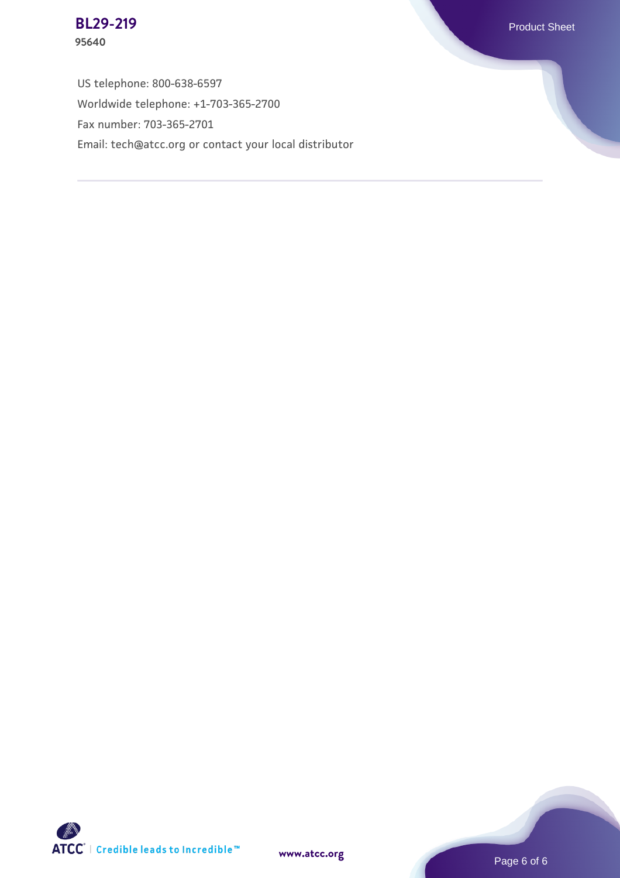US telephone: 800-638-6597

Worldwide telephone: +1-703-365-2700

Fax number: 703-365-2701

Email: tech@atcc.org or contact your local distributor